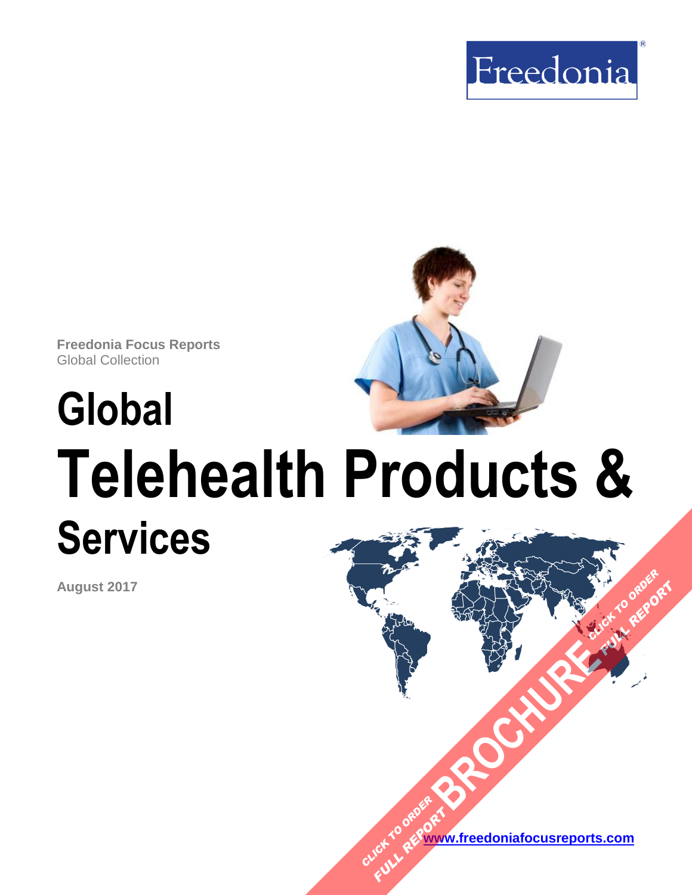Freedonia

**Freedonia Focus Reports**
Global Collection

# Global
# Telehealth Products & Services

**August 2017**

CLICK TO ORDER FULL REPORT BROCHURE CLICK TO ORDER FULL REPORT

www.freedoniafocusreports.com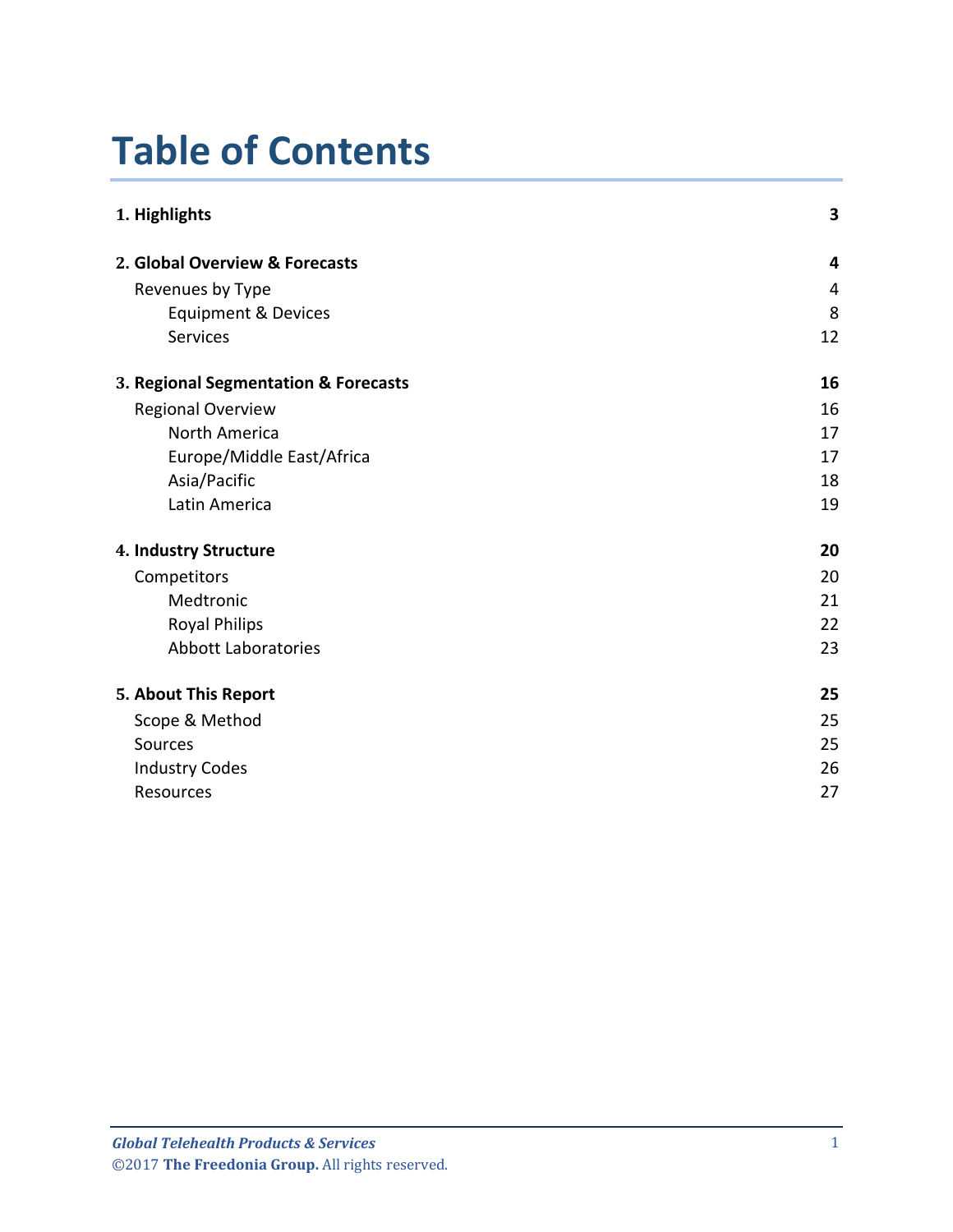# Table of Contents

| | |
|---|---|
| **1. Highlights** | **3** |
| **2. Global Overview & Forecasts** | **4** |
| Revenues by Type | 4 |
| Equipment & Devices | 8 |
| Services | 12 |
| **3. Regional Segmentation & Forecasts** | **16** |
| Regional Overview | 16 |
| North America | 17 |
| Europe/Middle East/Africa | 17 |
| Asia/Pacific | 18 |
| Latin America | 19 |
| **4. Industry Structure** | **20** |
| Competitors | 20 |
| Medtronic | 21 |
| Royal Philips | 22 |
| Abbott Laboratories | 23 |
| **5. About This Report** | **25** |
| Scope & Method | 25 |
| Sources | 25 |
| Industry Codes | 26 |
| Resources | 27 |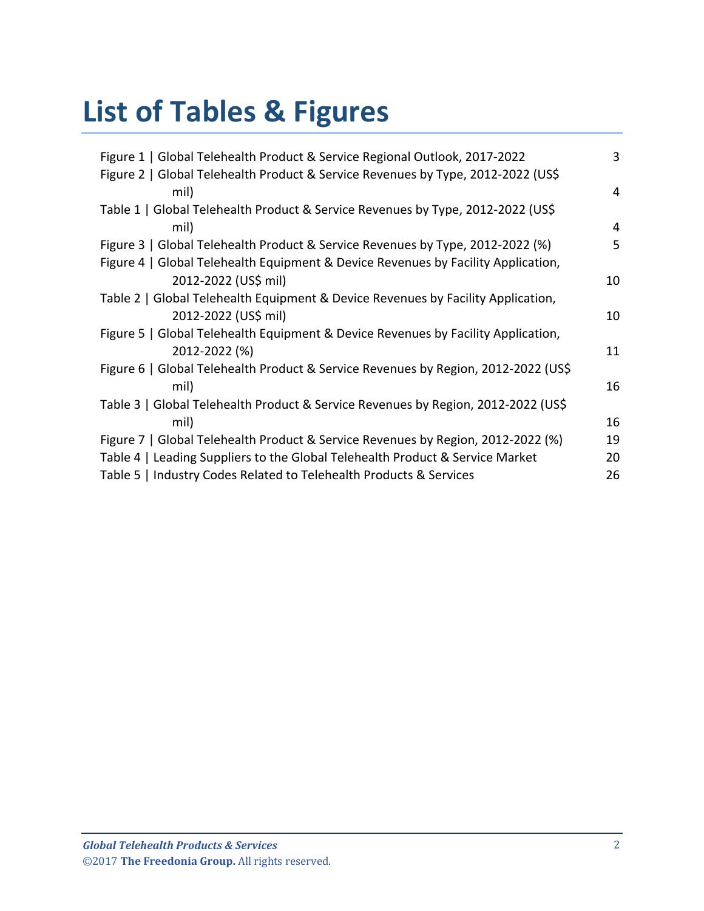# List of Tables & Figures

Figure 1 | Global Telehealth Product & Service Regional Outlook, 2017-2022 3
Figure 2 | Global Telehealth Product & Service Revenues by Type, 2012-2022 (US$ mil) 4
Table 1 | Global Telehealth Product & Service Revenues by Type, 2012-2022 (US$ mil) 4
Figure 3 | Global Telehealth Product & Service Revenues by Type, 2012-2022 (%) 5
Figure 4 | Global Telehealth Equipment & Device Revenues by Facility Application, 2012-2022 (US$ mil) 10
Table 2 | Global Telehealth Equipment & Device Revenues by Facility Application, 2012-2022 (US$ mil) 10
Figure 5 | Global Telehealth Equipment & Device Revenues by Facility Application, 2012-2022 (%) 11
Figure 6 | Global Telehealth Product & Service Revenues by Region, 2012-2022 (US$ mil) 16
Table 3 | Global Telehealth Product & Service Revenues by Region, 2012-2022 (US$ mil) 16
Figure 7 | Global Telehealth Product & Service Revenues by Region, 2012-2022 (%) 19
Table 4 | Leading Suppliers to the Global Telehealth Product & Service Market 20
Table 5 | Industry Codes Related to Telehealth Products & Services 26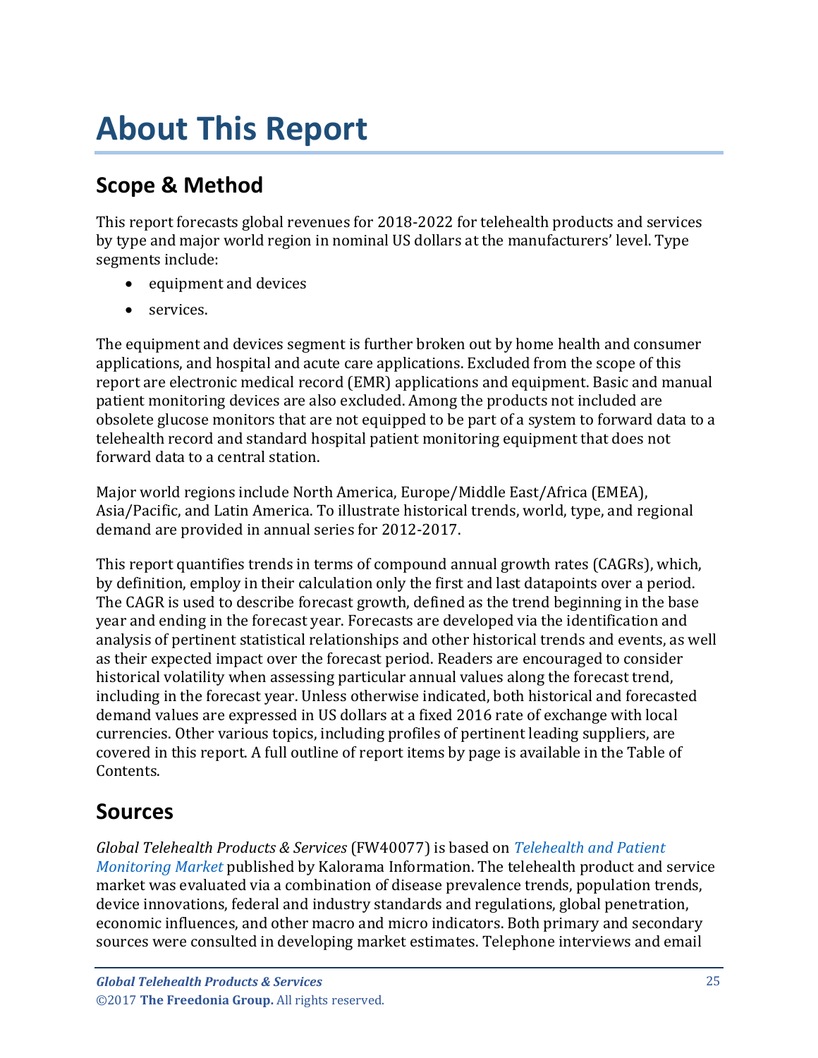# About This Report

## Scope & Method

This report forecasts global revenues for 2018-2022 for telehealth products and services by type and major world region in nominal US dollars at the manufacturers' level. Type segments include:

- equipment and devices
- services.

The equipment and devices segment is further broken out by home health and consumer applications, and hospital and acute care applications. Excluded from the scope of this report are electronic medical record (EMR) applications and equipment. Basic and manual patient monitoring devices are also excluded. Among the products not included are obsolete glucose monitors that are not equipped to be part of a system to forward data to a telehealth record and standard hospital patient monitoring equipment that does not forward data to a central station.

Major world regions include North America, Europe/Middle East/Africa (EMEA), Asia/Pacific, and Latin America. To illustrate historical trends, world, type, and regional demand are provided in annual series for 2012-2017.

This report quantifies trends in terms of compound annual growth rates (CAGRs), which, by definition, employ in their calculation only the first and last datapoints over a period. The CAGR is used to describe forecast growth, defined as the trend beginning in the base year and ending in the forecast year. Forecasts are developed via the identification and analysis of pertinent statistical relationships and other historical trends and events, as well as their expected impact over the forecast period. Readers are encouraged to consider historical volatility when assessing particular annual values along the forecast trend, including in the forecast year. Unless otherwise indicated, both historical and forecasted demand values are expressed in US dollars at a fixed 2016 rate of exchange with local currencies. Other various topics, including profiles of pertinent leading suppliers, are covered in this report. A full outline of report items by page is available in the Table of Contents.

## Sources

*Global Telehealth Products & Services* (FW40077) is based on *Telehealth and Patient Monitoring Market* published by Kalorama Information. The telehealth product and service market was evaluated via a combination of disease prevalence trends, population trends, device innovations, federal and industry standards and regulations, global penetration, economic influences, and other macro and micro indicators. Both primary and secondary sources were consulted in developing market estimates. Telephone interviews and email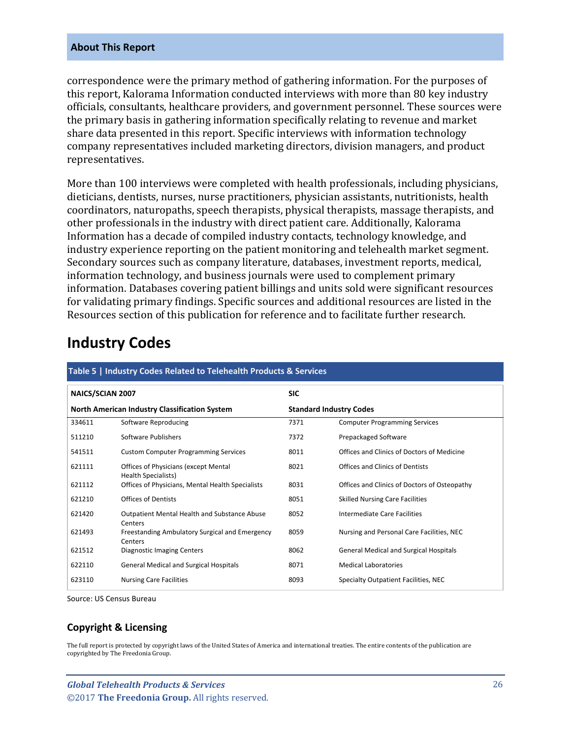correspondence were the primary method of gathering information. For the purposes of this report, Kalorama Information conducted interviews with more than 80 key industry officials, consultants, healthcare providers, and government personnel. These sources were the primary basis in gathering information specifically relating to revenue and market share data presented in this report. Specific interviews with information technology company representatives included marketing directors, division managers, and product representatives.

More than 100 interviews were completed with health professionals, including physicians, dieticians, dentists, nurses, nurse practitioners, physician assistants, nutritionists, health coordinators, naturopaths, speech therapists, physical therapists, massage therapists, and other professionals in the industry with direct patient care. Additionally, Kalorama Information has a decade of compiled industry contacts, technology knowledge, and industry experience reporting on the patient monitoring and telehealth market segment. Secondary sources such as company literature, databases, investment reports, medical, information technology, and business journals were used to complement primary information. Databases covering patient billings and units sold were significant resources for validating primary findings. Specific sources and additional resources are listed in the Resources section of this publication for reference and to facilitate further research.

# Industry Codes

**Table 5 | Industry Codes Related to Telehealth Products & Services**

| NAICS/SCIAN 2007 | | SIC | |
|---|---|---|---|
| **North American Industry Classification System** | | **Standard Industry Codes** | |
| 334611 | Software Reproducing | 7371 | Computer Programming Services |
| 511210 | Software Publishers | 7372 | Prepackaged Software |
| 541511 | Custom Computer Programming Services | 8011 | Offices and Clinics of Doctors of Medicine |
| 621111 | Offices of Physicians (except Mental Health Specialists) | 8021 | Offices and Clinics of Dentists |
| 621112 | Offices of Physicians, Mental Health Specialists | 8031 | Offices and Clinics of Doctors of Osteopathy |
| 621210 | Offices of Dentists | 8051 | Skilled Nursing Care Facilities |
| 621420 | Outpatient Mental Health and Substance Abuse Centers | 8052 | Intermediate Care Facilities |
| 621493 | Freestanding Ambulatory Surgical and Emergency Centers | 8059 | Nursing and Personal Care Facilities, NEC |
| 621512 | Diagnostic Imaging Centers | 8062 | General Medical and Surgical Hospitals |
| 622110 | General Medical and Surgical Hospitals | 8071 | Medical Laboratories |
| 623110 | Nursing Care Facilities | 8093 | Specialty Outpatient Facilities, NEC |

Source: US Census Bureau

## Copyright & Licensing

The full report is protected by copyright laws of the United States of America and international treaties. The entire contents of the publication are copyrighted by The Freedonia Group.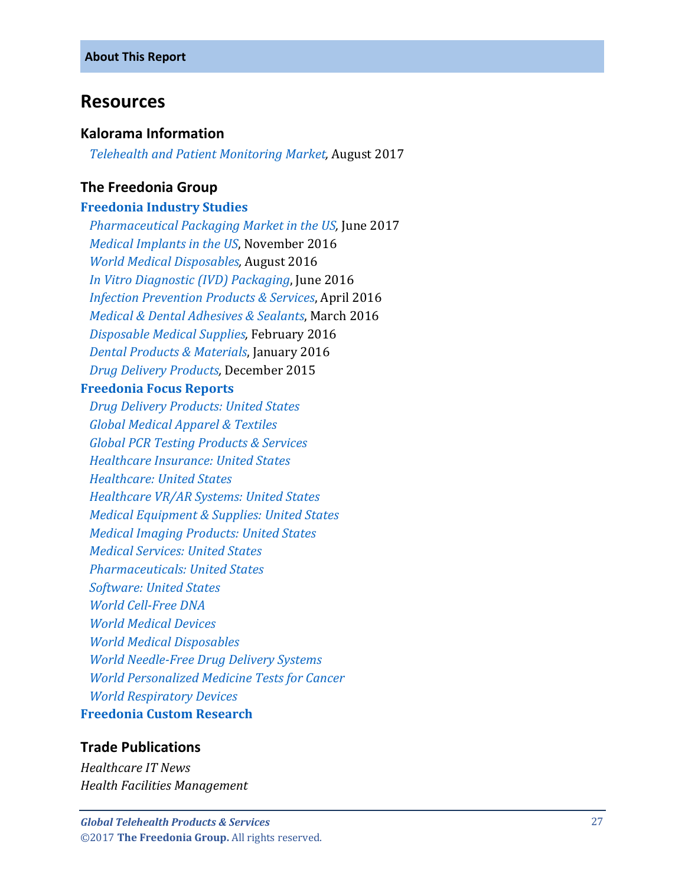**About This Report**

# Resources

## Kalorama Information

*Telehealth and Patient Monitoring Market*, August 2017

## The Freedonia Group

**Freedonia Industry Studies**

*Pharmaceutical Packaging Market in the US*, June 2017
*Medical Implants in the US*, November 2016
*World Medical Disposables*, August 2016
*In Vitro Diagnostic (IVD) Packaging*, June 2016
*Infection Prevention Products & Services*, April 2016
*Medical & Dental Adhesives & Sealants*, March 2016
*Disposable Medical Supplies*, February 2016
*Dental Products & Materials*, January 2016
*Drug Delivery Products*, December 2015

**Freedonia Focus Reports**

*Drug Delivery Products: United States*
*Global Medical Apparel & Textiles*
*Global PCR Testing Products & Services*
*Healthcare Insurance: United States*
*Healthcare: United States*
*Healthcare VR/AR Systems: United States*
*Medical Equipment & Supplies: United States*
*Medical Imaging Products: United States*
*Medical Services: United States*
*Pharmaceuticals: United States*
*Software: United States*
*World Cell-Free DNA*
*World Medical Devices*
*World Medical Disposables*
*World Needle-Free Drug Delivery Systems*
*World Personalized Medicine Tests for Cancer*
*World Respiratory Devices*

**Freedonia Custom Research**

## Trade Publications

*Healthcare IT News*
*Health Facilities Management*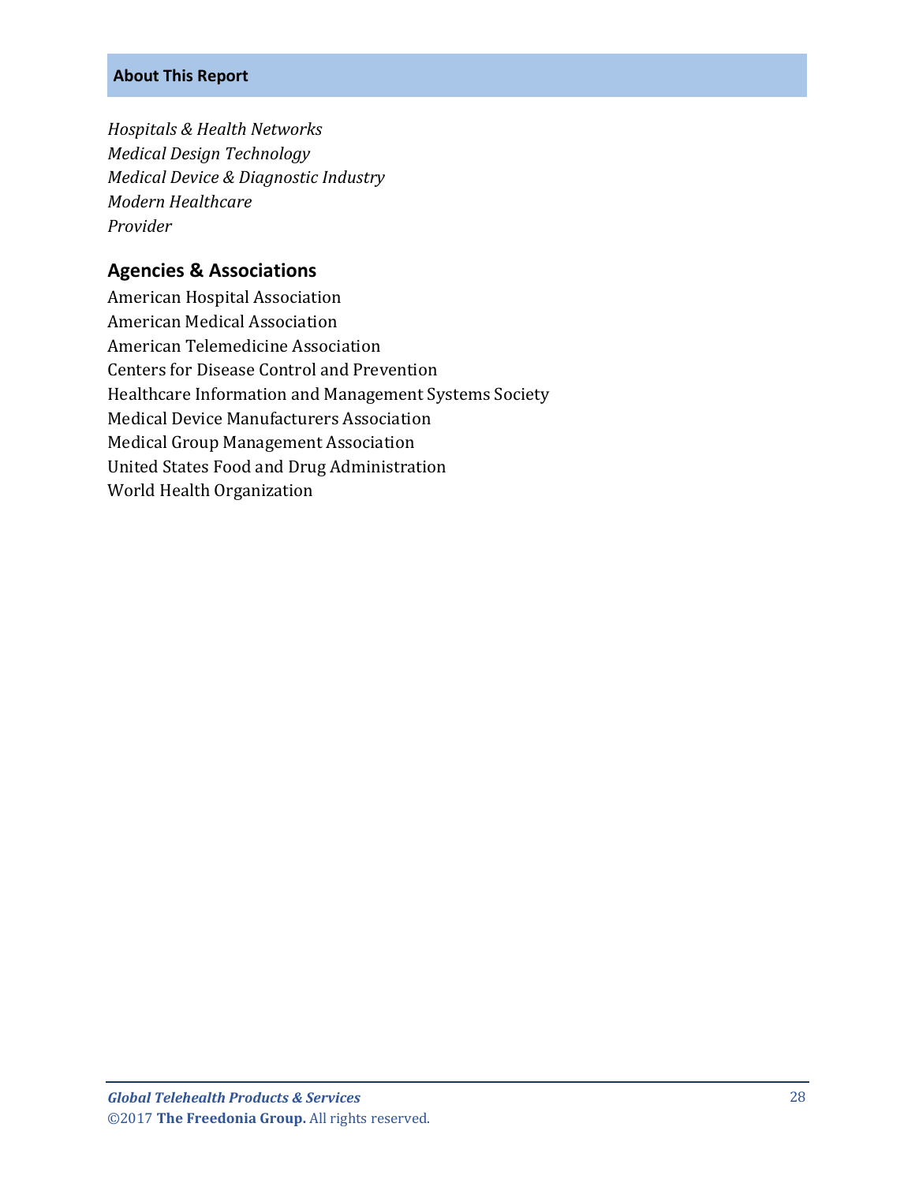*Hospitals & Health Networks*
*Medical Design Technology*
*Medical Device & Diagnostic Industry*
*Modern Healthcare*
*Provider*

## Agencies & Associations

American Hospital Association
American Medical Association
American Telemedicine Association
Centers for Disease Control and Prevention
Healthcare Information and Management Systems Society
Medical Device Manufacturers Association
Medical Group Management Association
United States Food and Drug Administration
World Health Organization